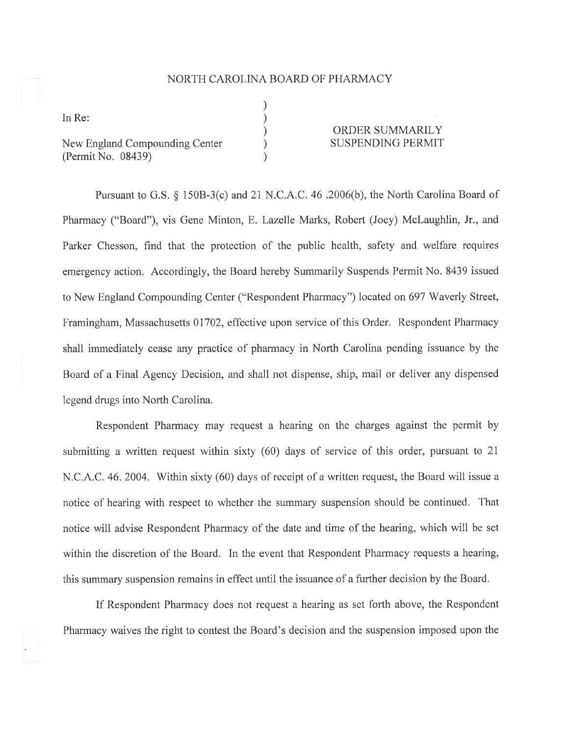# NORTH CAROLINA BOARD OF PHARMACY

In Re:

New England Compounding Center
(Permit No. 08439)

**ORDER SUMMARILY SUSPENDING PERMIT**

Pursuant to G.S. § 150B-3(c) and 21 N.C.A.C. 46 .2006(b), the North Carolina Board of Pharmacy ("Board"), vis Gene Minton, E. Lazelle Marks, Robert (Joey) McLaughlin, Jr., and Parker Chesson, find that the protection of the public health, safety and welfare requires emergency action. Accordingly, the Board hereby Summarily Suspends Permit No. 8439 issued to New England Compounding Center ("Respondent Pharmacy") located on 697 Waverly Street, Framingham, Massachusetts 01702, effective upon service of this Order. Respondent Pharmacy shall immediately cease any practice of pharmacy in North Carolina pending issuance by the Board of a Final Agency Decision, and shall not dispense, ship, mail or deliver any dispensed legend drugs into North Carolina.

Respondent Pharmacy may request a hearing on the charges against the permit by submitting a written request within sixty (60) days of service of this order, pursuant to 21 N.C.A.C. 46. 2004. Within sixty (60) days of receipt of a written request, the Board will issue a notice of hearing with respect to whether the summary suspension should be continued. That notice will advise Respondent Pharmacy of the date and time of the hearing, which will be set within the discretion of the Board. In the event that Respondent Pharmacy requests a hearing, this summary suspension remains in effect until the issuance of a further decision by the Board.

If Respondent Pharmacy does not request a hearing as set forth above, the Respondent Pharmacy waives the right to contest the Board's decision and the suspension imposed upon the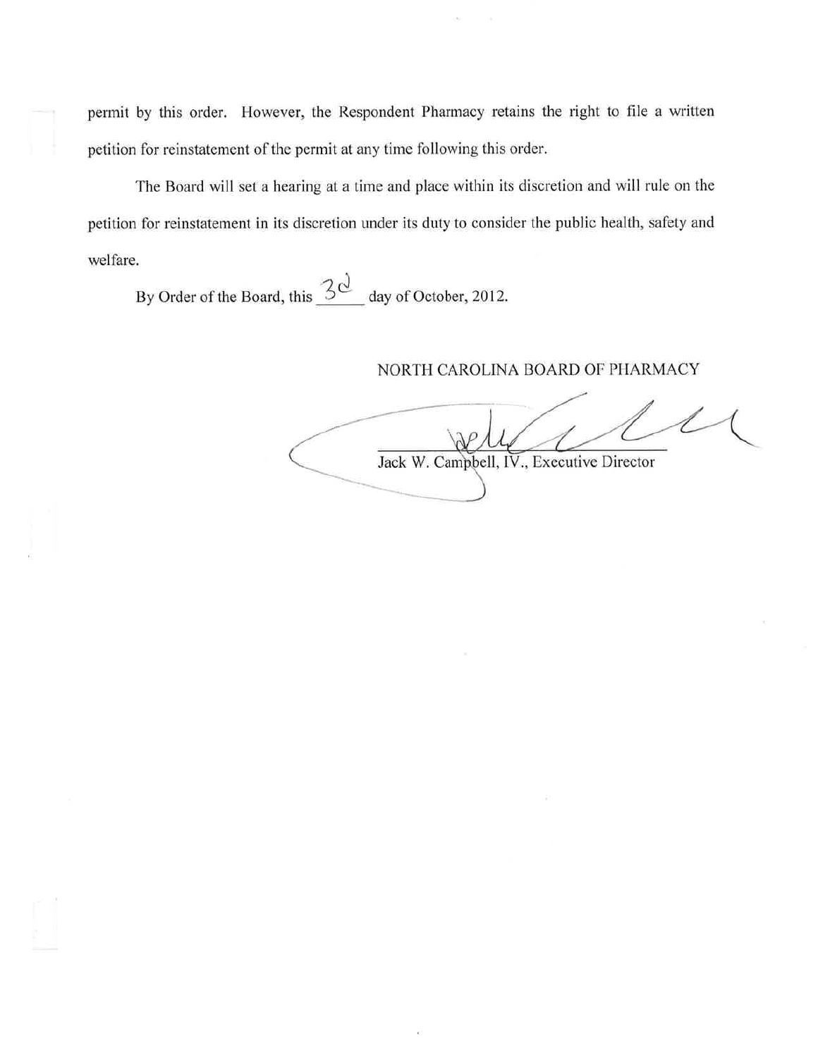permit by this order. However, the Respondent Pharmacy retains the right to file a written petition for reinstatement of the permit at any time following this order.

The Board will set a hearing at a time and place within its discretion and will rule on the petition for reinstatement in its discretion under its duty to consider the public health, safety and welfare.

By Order of the Board, this 3d day of October, 2012.

NORTH CAROLINA BOARD OF PHARMACY

Jack W. Campbell, IV., Executive Director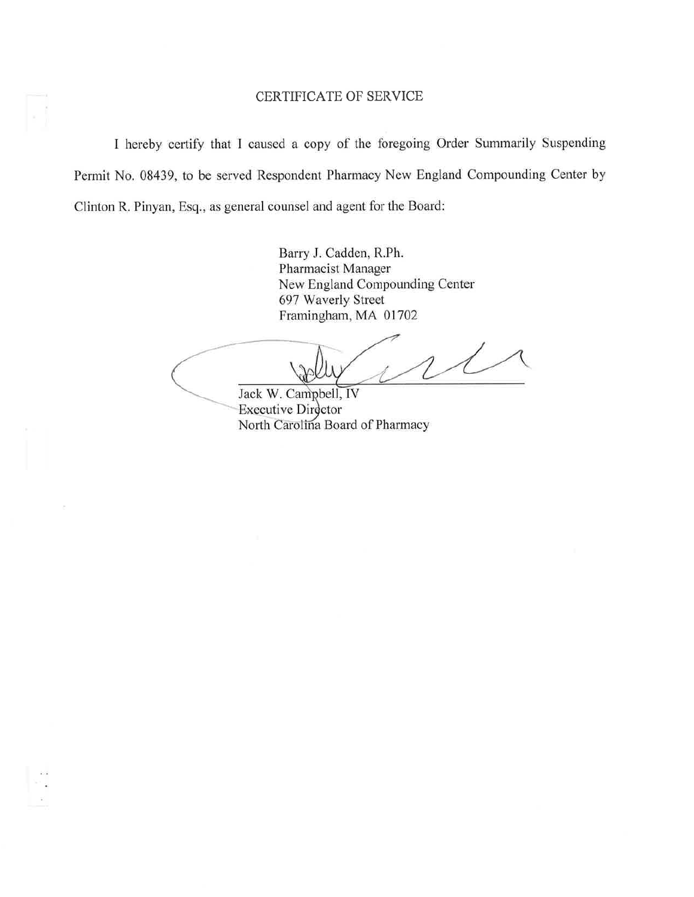# CERTIFICATE OF SERVICE

I hereby certify that I caused a copy of the foregoing Order Summarily Suspending Permit No. 08439, to be served Respondent Pharmacy New England Compounding Center by Clinton R. Pinyan, Esq., as general counsel and agent for the Board:

Barry J. Cadden, R.Ph.
Pharmacist Manager
New England Compounding Center
697 Waverly Street
Framingham, MA 01702

Jack W. Campbell, IV
Executive Director
North Carolina Board of Pharmacy